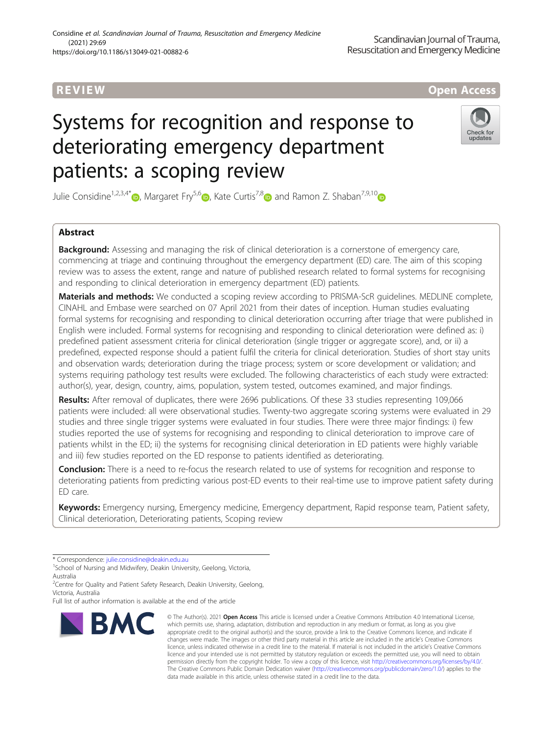REVIEW

Open Access

# Systems for recognition and response to deteriorating emergency department patients: a scoping review

Julie Considine[1,2,3,4*], Margaret Fry[5,6], Kate Curtis[7,8] and Ramon Z. Shaban[7,9,10]

## Abstract

**Background:** Assessing and managing the risk of clinical deterioration is a cornerstone of emergency care, commencing at triage and continuing throughout the emergency department (ED) care. The aim of this scoping review was to assess the extent, range and nature of published research related to formal systems for recognising and responding to clinical deterioration in emergency department (ED) patients.

**Materials and methods:** We conducted a scoping review according to PRISMA-ScR guidelines. MEDLINE complete, CINAHL and Embase were searched on 07 April 2021 from their dates of inception. Human studies evaluating formal systems for recognising and responding to clinical deterioration occurring after triage that were published in English were included. Formal systems for recognising and responding to clinical deterioration were defined as: i) predefined patient assessment criteria for clinical deterioration (single trigger or aggregate score), and, or ii) a predefined, expected response should a patient fulfil the criteria for clinical deterioration. Studies of short stay units and observation wards; deterioration during the triage process; system or score development or validation; and systems requiring pathology test results were excluded. The following characteristics of each study were extracted: author(s), year, design, country, aims, population, system tested, outcomes examined, and major findings.

**Results:** After removal of duplicates, there were 2696 publications. Of these 33 studies representing 109,066 patients were included: all were observational studies. Twenty-two aggregate scoring systems were evaluated in 29 studies and three single trigger systems were evaluated in four studies. There were three major findings: i) few studies reported the use of systems for recognising and responding to clinical deterioration to improve care of patients whilst in the ED; ii) the systems for recognising clinical deterioration in ED patients were highly variable and iii) few studies reported on the ED response to patients identified as deteriorating.

**Conclusion:** There is a need to re-focus the research related to use of systems for recognition and response to deteriorating patients from predicting various post-ED events to their real-time use to improve patient safety during ED care.

**Keywords:** Emergency nursing, Emergency medicine, Emergency department, Rapid response team, Patient safety, Clinical deterioration, Deteriorating patients, Scoping review

---

\* Correspondence: julie.considine@deakin.edu.au

[1]School of Nursing and Midwifery, Deakin University, Geelong, Victoria, Australia

[2]Centre for Quality and Patient Safety Research, Deakin University, Geelong, Victoria, Australia

Full list of author information is available at the end of the article

© The Author(s). 2021 **Open Access** This article is licensed under a Creative Commons Attribution 4.0 International License, which permits use, sharing, adaptation, distribution and reproduction in any medium or format, as long as you give appropriate credit to the original author(s) and the source, provide a link to the Creative Commons licence, and indicate if changes were made. The images or other third party material in this article are included in the article's Creative Commons licence, unless indicated otherwise in a credit line to the material. If material is not included in the article's Creative Commons licence and your intended use is not permitted by statutory regulation or exceeds the permitted use, you will need to obtain permission directly from the copyright holder. To view a copy of this licence, visit http://creativecommons.org/licenses/by/4.0/. The Creative Commons Public Domain Dedication waiver (http://creativecommons.org/publicdomain/zero/1.0/) applies to the data made available in this article, unless otherwise stated in a credit line to the data.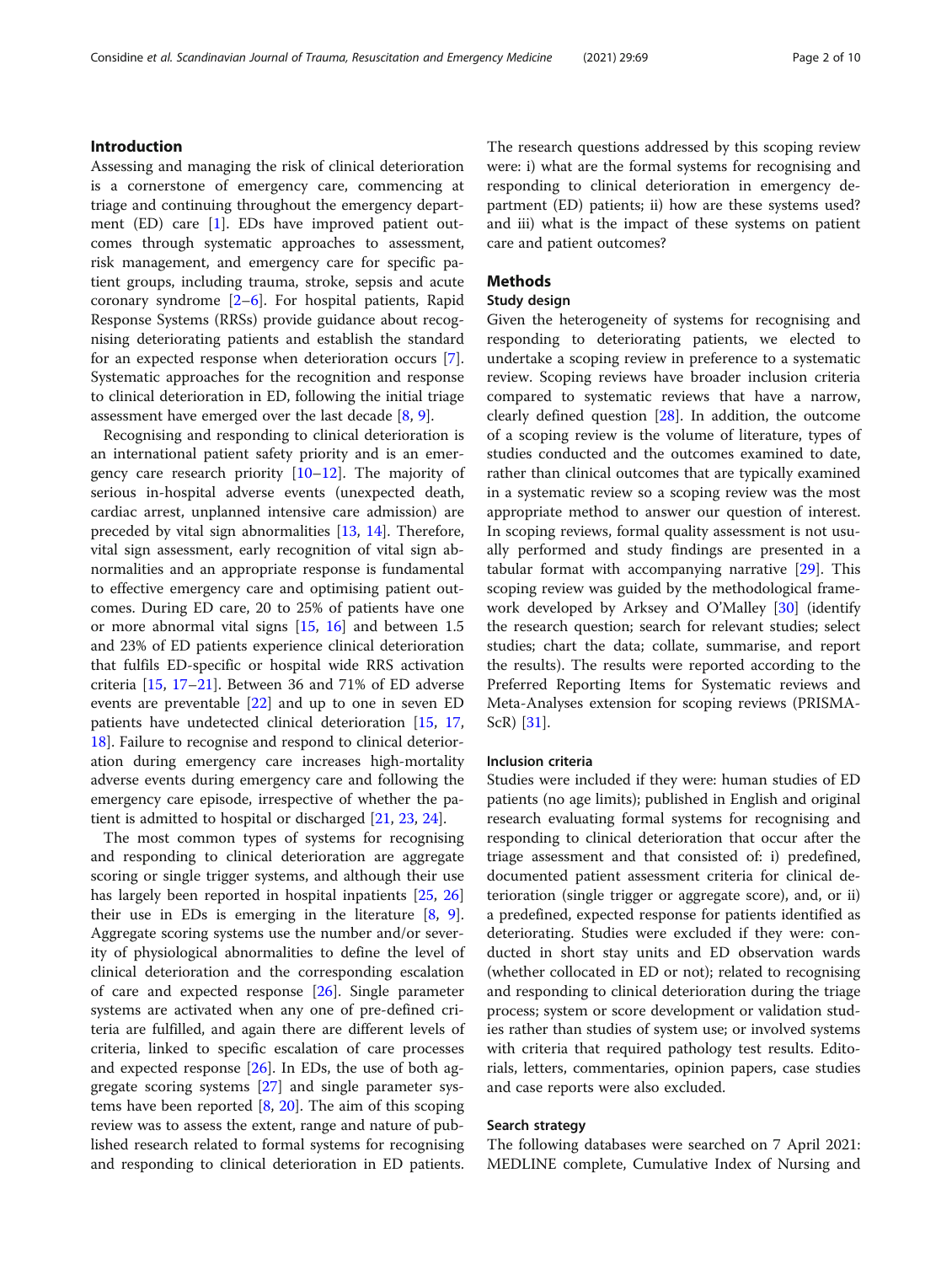## Introduction

Assessing and managing the risk of clinical deterioration is a cornerstone of emergency care, commencing at triage and continuing throughout the emergency department (ED) care [1]. EDs have improved patient outcomes through systematic approaches to assessment, risk management, and emergency care for specific patient groups, including trauma, stroke, sepsis and acute coronary syndrome [2–6]. For hospital patients, Rapid Response Systems (RRSs) provide guidance about recognising deteriorating patients and establish the standard for an expected response when deterioration occurs [7]. Systematic approaches for the recognition and response to clinical deterioration in ED, following the initial triage assessment have emerged over the last decade [8, 9].

Recognising and responding to clinical deterioration is an international patient safety priority and is an emergency care research priority [10–12]. The majority of serious in-hospital adverse events (unexpected death, cardiac arrest, unplanned intensive care admission) are preceded by vital sign abnormalities [13, 14]. Therefore, vital sign assessment, early recognition of vital sign abnormalities and an appropriate response is fundamental to effective emergency care and optimising patient outcomes. During ED care, 20 to 25% of patients have one or more abnormal vital signs [15, 16] and between 1.5 and 23% of ED patients experience clinical deterioration that fulfils ED-specific or hospital wide RRS activation criteria [15, 17–21]. Between 36 and 71% of ED adverse events are preventable [22] and up to one in seven ED patients have undetected clinical deterioration [15, 17, 18]. Failure to recognise and respond to clinical deterioration during emergency care increases high-mortality adverse events during emergency care and following the emergency care episode, irrespective of whether the patient is admitted to hospital or discharged [21, 23, 24].

The most common types of systems for recognising and responding to clinical deterioration are aggregate scoring or single trigger systems, and although their use has largely been reported in hospital inpatients [25, 26] their use in EDs is emerging in the literature [8, 9]. Aggregate scoring systems use the number and/or severity of physiological abnormalities to define the level of clinical deterioration and the corresponding escalation of care and expected response [26]. Single parameter systems are activated when any one of pre-defined criteria are fulfilled, and again there are different levels of criteria, linked to specific escalation of care processes and expected response [26]. In EDs, the use of both aggregate scoring systems [27] and single parameter systems have been reported [8, 20]. The aim of this scoping review was to assess the extent, range and nature of published research related to formal systems for recognising and responding to clinical deterioration in ED patients. The research questions addressed by this scoping review were: i) what are the formal systems for recognising and responding to clinical deterioration in emergency department (ED) patients; ii) how are these systems used? and iii) what is the impact of these systems on patient care and patient outcomes?

## Methods

### Study design

Given the heterogeneity of systems for recognising and responding to deteriorating patients, we elected to undertake a scoping review in preference to a systematic review. Scoping reviews have broader inclusion criteria compared to systematic reviews that have a narrow, clearly defined question [28]. In addition, the outcome of a scoping review is the volume of literature, types of studies conducted and the outcomes examined to date, rather than clinical outcomes that are typically examined in a systematic review so a scoping review was the most appropriate method to answer our question of interest. In scoping reviews, formal quality assessment is not usually performed and study findings are presented in a tabular format with accompanying narrative [29]. This scoping review was guided by the methodological framework developed by Arksey and O'Malley [30] (identify the research question; search for relevant studies; select studies; chart the data; collate, summarise, and report the results). The results were reported according to the Preferred Reporting Items for Systematic reviews and Meta-Analyses extension for scoping reviews (PRISMA-ScR) [31].

### Inclusion criteria

Studies were included if they were: human studies of ED patients (no age limits); published in English and original research evaluating formal systems for recognising and responding to clinical deterioration that occur after the triage assessment and that consisted of: i) predefined, documented patient assessment criteria for clinical deterioration (single trigger or aggregate score), and, or ii) a predefined, expected response for patients identified as deteriorating. Studies were excluded if they were: conducted in short stay units and ED observation wards (whether collocated in ED or not); related to recognising and responding to clinical deterioration during the triage process; system or score development or validation studies rather than studies of system use; or involved systems with criteria that required pathology test results. Editorials, letters, commentaries, opinion papers, case studies and case reports were also excluded.

### Search strategy

The following databases were searched on 7 April 2021: MEDLINE complete, Cumulative Index of Nursing and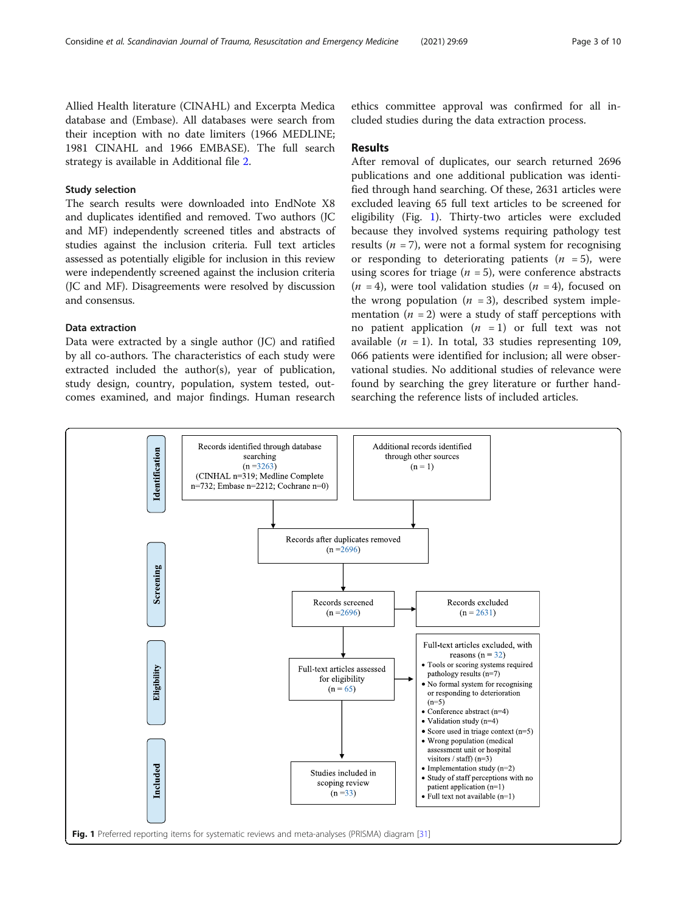Allied Health literature (CINAHL) and Excerpta Medica database and (Embase). All databases were search from their inception with no date limiters (1966 MEDLINE; 1981 CINAHL and 1966 EMBASE). The full search strategy is available in Additional file 2.

### Study selection

The search results were downloaded into EndNote X8 and duplicates identified and removed. Two authors (JC and MF) independently screened titles and abstracts of studies against the inclusion criteria. Full text articles assessed as potentially eligible for inclusion in this review were independently screened against the inclusion criteria (JC and MF). Disagreements were resolved by discussion and consensus.

### Data extraction

Data were extracted by a single author (JC) and ratified by all co-authors. The characteristics of each study were extracted included the author(s), year of publication, study design, country, population, system tested, outcomes examined, and major findings. Human research ethics committee approval was confirmed for all included studies during the data extraction process.

## Results

After removal of duplicates, our search returned 2696 publications and one additional publication was identified through hand searching. Of these, 2631 articles were excluded leaving 65 full text articles to be screened for eligibility (Fig. 1). Thirty-two articles were excluded because they involved systems requiring pathology test results ($n$ = 7), were not a formal system for recognising or responding to deteriorating patients ($n$ = 5), were using scores for triage ($n$ = 5), were conference abstracts ($n$ = 4), were tool validation studies ($n$ = 4), focused on the wrong population ($n$ = 3), described system implementation ($n$ = 2) were a study of staff perceptions with no patient application ($n$ = 1) or full text was not available ($n$ = 1). In total, 33 studies representing 109, 066 patients were identified for inclusion; all were observational studies. No additional studies of relevance were found by searching the grey literature or further hand-searching the reference lists of included articles.

**Identification**

- Records identified through database searching (n = 3263) (CINHAL n=319; Medline Complete n=732; Embase n=2212; Cochrane n=0)
- Additional records identified through other sources (n = 1)

**Screening**

- Records after duplicates removed (n = 2696)
- Records screened (n = 2696)
- Records excluded (n = 2631)

**Eligibility**

- Full-text articles assessed for eligibility (n = 65)
- Full-text articles excluded, with reasons (n = 32)
  - Tools or scoring systems required pathology results (n=7)
  - No formal system for recognising or responding to deterioration (n=5)
  - Conference abstract (n=4)
  - Validation study (n=4)
  - Score used in triage context (n=5)
  - Wrong population (medical assessment unit or hospital visitors / staff) (n=3)
  - Implementation study (n=2)
  - Study of staff perceptions with no patient application (n=1)
  - Full text not available (n=1)

**Included**

- Studies included in scoping review (n = 33)

**Fig. 1** Preferred reporting items for systematic reviews and meta-analyses (PRISMA) diagram [31]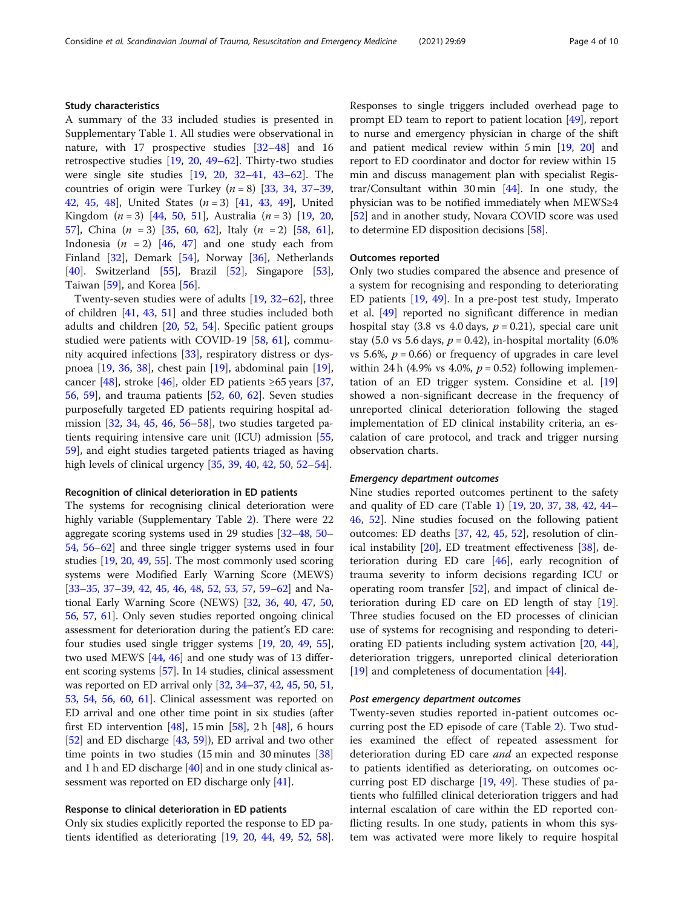### Study characteristics

A summary of the 33 included studies is presented in Supplementary Table 1. All studies were observational in nature, with 17 prospective studies [32–48] and 16 retrospective studies [19, 20, 49–62]. Thirty-two studies were single site studies [19, 20, 32–41, 43–62]. The countries of origin were Turkey ($n = 8$) [33, 34, 37–39, 42, 45, 48], United States ($n = 3$) [41, 43, 49], United Kingdom ($n = 3$) [44, 50, 51], Australia ($n = 3$) [19, 20, 57], China ($n = 3$) [35, 60, 62], Italy ($n = 2$) [58, 61], Indonesia ($n = 2$) [46, 47] and one study each from Finland [32], Demark [54], Norway [36], Netherlands [40]. Switzerland [55], Brazil [52], Singapore [53], Taiwan [59], and Korea [56].

Twenty-seven studies were of adults [19, 32–62], three of children [41, 43, 51] and three studies included both adults and children [20, 52, 54]. Specific patient groups studied were patients with COVID-19 [58, 61], community acquired infections [33], respiratory distress or dyspnoea [19, 36, 38], chest pain [19], abdominal pain [19], cancer [48], stroke [46], older ED patients ≥65 years [37, 56, 59], and trauma patients [52, 60, 62]. Seven studies purposefully targeted ED patients requiring hospital admission [32, 34, 45, 46, 56–58], two studies targeted patients requiring intensive care unit (ICU) admission [55, 59], and eight studies targeted patients triaged as having high levels of clinical urgency [35, 39, 40, 42, 50, 52–54].

#### Recognition of clinical deterioration in ED patients

The systems for recognising clinical deterioration were highly variable (Supplementary Table 2). There were 22 aggregate scoring systems used in 29 studies [32–48, 50–54, 56–62] and three single trigger systems used in four studies [19, 20, 49, 55]. The most commonly used scoring systems were Modified Early Warning Score (MEWS) [33–35, 37–39, 42, 45, 46, 48, 52, 53, 57, 59–62] and National Early Warning Score (NEWS) [32, 36, 40, 47, 50, 56, 57, 61]. Only seven studies reported ongoing clinical assessment for deterioration during the patient's ED care: four studies used single trigger systems [19, 20, 49, 55], two used MEWS [44, 46] and one study was of 13 different scoring systems [57]. In 14 studies, clinical assessment was reported on ED arrival only [32, 34–37, 42, 45, 50, 51, 53, 54, 56, 60, 61]. Clinical assessment was reported on ED arrival and one other time point in six studies (after first ED intervention [48], 15 min [58], 2 h [48], 6 hours [52] and ED discharge [43, 59]), ED arrival and two other time points in two studies (15 min and 30 minutes [38] and 1 h and ED discharge [40] and in one study clinical assessment was reported on ED discharge only [41].

#### Response to clinical deterioration in ED patients

Only six studies explicitly reported the response to ED patients identified as deteriorating [19, 20, 44, 49, 52, 58]. Responses to single triggers included overhead page to prompt ED team to report to patient location [49], report to nurse and emergency physician in charge of the shift and patient medical review within 5 min [19, 20] and report to ED coordinator and doctor for review within 15 min and discuss management plan with specialist Registrar/Consultant within 30 min [44]. In one study, the physician was to be notified immediately when MEWS≥4 [52] and in another study, Novara COVID score was used to determine ED disposition decisions [58].

### Outcomes reported

Only two studies compared the absence and presence of a system for recognising and responding to deteriorating ED patients [19, 49]. In a pre-post test study, Imperato et al. [49] reported no significant difference in median hospital stay (3.8 vs 4.0 days, $p = 0.21$), special care unit stay (5.0 vs 5.6 days, $p = 0.42$), in-hospital mortality (6.0% vs 5.6%, $p = 0.66$) or frequency of upgrades in care level within 24 h (4.9% vs 4.0%, $p = 0.52$) following implementation of an ED trigger system. Considine et al. [19] showed a non-significant decrease in the frequency of unreported clinical deterioration following the staged implementation of ED clinical instability criteria, an escalation of care protocol, and track and trigger nursing observation charts.

#### *Emergency department outcomes*

Nine studies reported outcomes pertinent to the safety and quality of ED care (Table 1) [19, 20, 37, 38, 42, 44–46, 52]. Nine studies focused on the following patient outcomes: ED deaths [37, 42, 45, 52], resolution of clinical instability [20], ED treatment effectiveness [38], deterioration during ED care [46], early recognition of trauma severity to inform decisions regarding ICU or operating room transfer [52], and impact of clinical deterioration during ED care on ED length of stay [19]. Three studies focused on the ED processes of clinical use of systems for recognising and responding to deteriorating ED patients including system activation [20, 44], deterioration triggers, unreported clinical deterioration [19] and completeness of documentation [44].

#### *Post emergency department outcomes*

Twenty-seven studies reported in-patient outcomes occurring post the ED episode of care (Table 2). Two studies examined the effect of repeated assessment for deterioration during ED care *and* an expected response to patients identified as deteriorating, on outcomes occurring post ED discharge [19, 49]. These studies of patients who fulfilled clinical deterioration triggers and had internal escalation of care within the ED reported conflicting results. In one study, patients in whom this system was activated were more likely to require hospital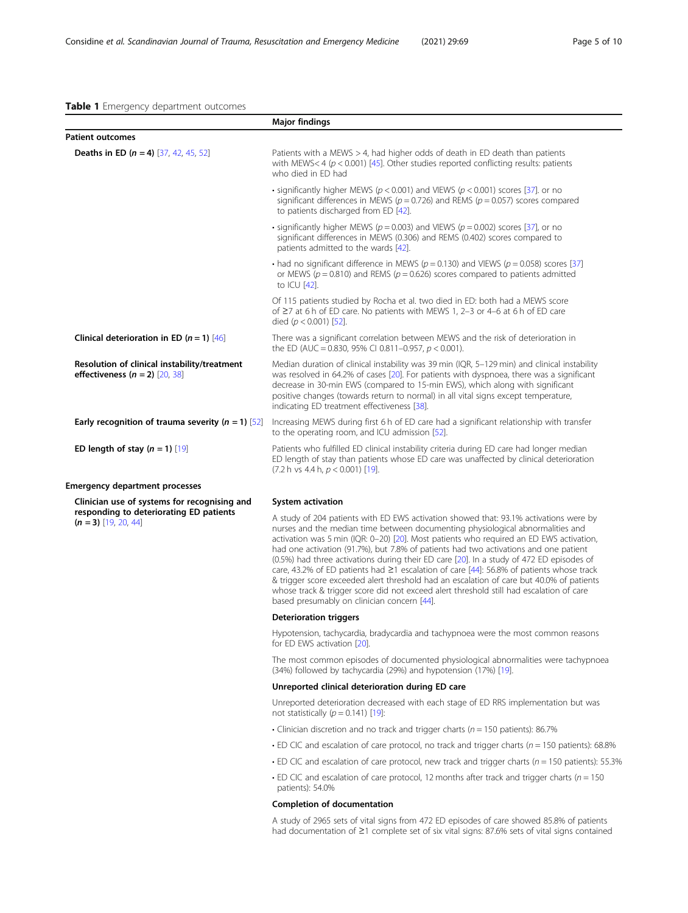**Table 1** Emergency department outcomes

| | Major findings |
|---|---|
| **Patient outcomes** | |
| **Deaths in ED (*n* = 4)** [37, 42, 45, 52] | Patients with a MEWS > 4, had higher odds of death in ED death than patients with MEWS< 4 ($p < 0.001$) [45]. Other studies reported conflicting results: patients who died in ED had<br>• significantly higher MEWS ($p < 0.001$) and VIEWS ($p < 0.001$) scores [37]. or no significant differences in MEWS ($p = 0.726$) and REMS ($p = 0.057$) scores compared to patients discharged from ED [42].<br>• significantly higher MEWS ($p = 0.003$) and VIEWS ($p = 0.002$) scores [37], or no significant differences in MEWS (0.306) and REMS (0.402) scores compared to patients admitted to the wards [42].<br>• had no significant difference in MEWS ($p = 0.130$) and VIEWS ($p = 0.058$) scores [37] or MEWS ($p = 0.810$) and REMS ($p = 0.626$) scores compared to patients admitted to ICU [42].<br>Of 115 patients studied by Rocha et al. two died in ED: both had a MEWS score of ≥7 at 6 h of ED care. No patients with MEWS 1, 2–3 or 4–6 at 6 h of ED care died ($p < 0.001$) [52]. |
| **Clinical deterioration in ED (*n* = 1)** [46] | There was a significant correlation between MEWS and the risk of deterioration in the ED (AUC = 0.830, 95% CI 0.811–0.957, $p < 0.001$). |
| **Resolution of clinical instability/treatment effectiveness (*n* = 2)** [20, 38] | Median duration of clinical instability was 39 min (IQR, 5–129 min) and clinical instability was resolved in 64.2% of cases [20]. For patients with dyspnoea, there was a significant decrease in 30-min EWS (compared to 15-min EWS), which along with significant positive changes (towards return to normal) in all vital signs except temperature, indicating ED treatment effectiveness [38]. |
| **Early recognition of trauma severity (*n* = 1)** [52] | Increasing MEWS during first 6 h of ED care had a significant relationship with transfer to the operating room, and ICU admission [52]. |
| **ED length of stay (*n* = 1)** [19] | Patients who fulfilled ED clinical instability criteria during ED care had longer median ED length of stay than patients whose ED care was unaffected by clinical deterioration (7.2 h vs 4.4 h, $p < 0.001$) [19]. |
| **Emergency department processes** | |
| **Clinician use of systems for recognising and responding to deteriorating ED patients (*n* = 3)** [19, 20, 44] | **System activation**<br>A study of 204 patients with ED EWS activation showed that: 93.1% activations were by nurses and the median time between documenting physiological abnormalities and activation was 5 min (IQR: 0–20) [20]. Most patients who required an ED EWS activation, had one activation (91.7%), but 7.8% of patients had two activations and one patient (0.5%) had three activations during their ED care [20]. In a study of 472 ED episodes of care, 43.2% of ED patients had ≥1 escalation of care [44]: 56.8% of patients whose track & trigger score exceeded alert threshold had an escalation of care but 40.0% of patients whose track & trigger score did not exceed alert threshold still had escalation of care based presumably on clinician concern [44].<br>**Deterioration triggers**<br>Hypotension, tachycardia, bradycardia and tachypnoea were the most common reasons for ED EWS activation [20].<br>The most common episodes of documented physiological abnormalities were tachypnoea (34%) followed by tachycardia (29%) and hypotension (17%) [19].<br>**Unreported clinical deterioration during ED care**<br>Unreported deterioration decreased with each stage of ED RRS implementation but was not statistically ($p = 0.141$) [19]:<br>• Clinician discretion and no track and trigger charts ($n = 150$ patients): 86.7%<br>• ED CIC and escalation of care protocol, no track and trigger charts ($n = 150$ patients): 68.8%<br>• ED CIC and escalation of care protocol, new track and trigger charts ($n = 150$ patients): 55.3%<br>• ED CIC and escalation of care protocol, 12 months after track and trigger charts ($n = 150$ patients): 54.0%<br>**Completion of documentation**<br>A study of 2965 sets of vital signs from 472 ED episodes of care showed 85.8% of patients had documentation of ≥1 complete set of six vital signs: 87.6% sets of vital signs contained |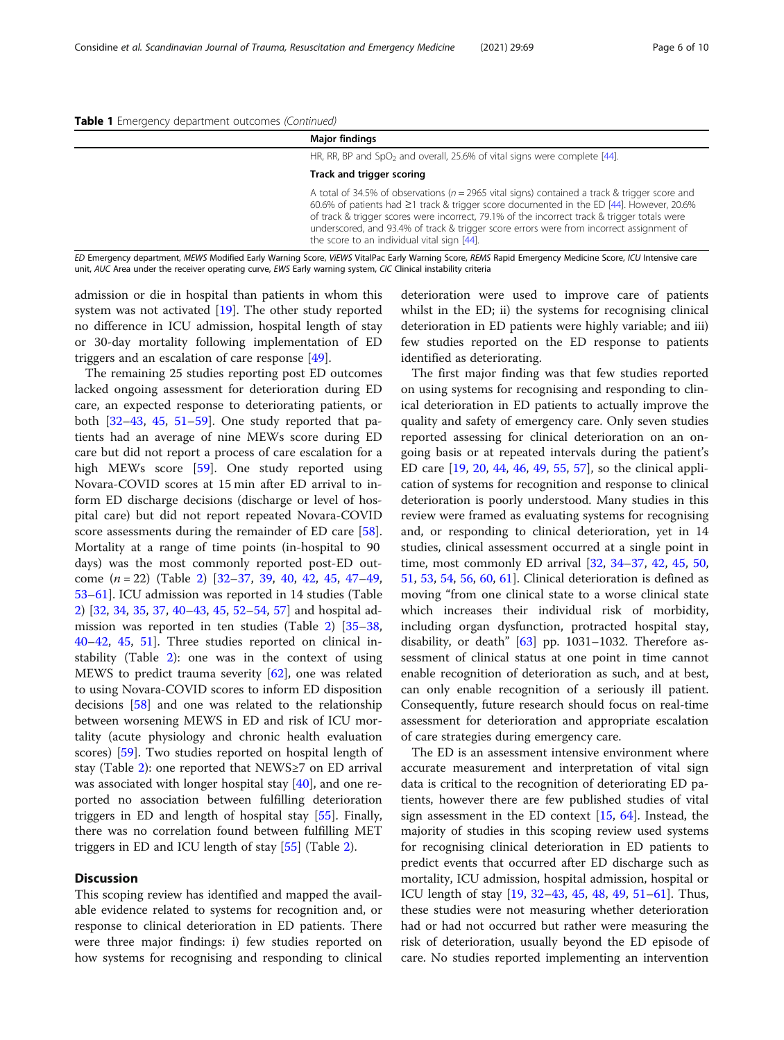**Table 1** Emergency department outcomes *(Continued)*

| | Major findings |
|---|---|
| | HR, RR, BP and $SpO_2$ and overall, 25.6% of vital signs were complete [44]. |
| | **Track and trigger scoring** |
| | A total of 34.5% of observations ($n = 2965$ vital signs) contained a track & trigger score and 60.6% of patients had ≥1 track & trigger score documented in the ED [44]. However, 20.6% of track & trigger scores were incorrect, 79.1% of the incorrect track & trigger totals were underscored, and 93.4% of track & trigger score errors were from incorrect assignment of the score to an individual vital sign [44]. |

*ED* Emergency department, *MEWS* Modified Early Warning Score, *ViEWS* VitalPac Early Warning Score, *REMS* Rapid Emergency Medicine Score, *ICU* Intensive care unit, *AUC* Area under the receiver operating curve, *EWS* Early warning system, *CIC* Clinical instability criteria

admission or die in hospital than patients in whom this system was not activated [19]. The other study reported no difference in ICU admission, hospital length of stay or 30-day mortality following implementation of ED triggers and an escalation of care response [49].

The remaining 25 studies reporting post ED outcomes lacked ongoing assessment for deterioration during ED care, an expected response to deteriorating patients, or both [32–43, 45, 51–59]. One study reported that patients had an average of nine MEWs score during ED care but did not report a process of care escalation for a high MEWs score [59]. One study reported using Novara-COVID scores at 15 min after ED arrival to inform ED discharge decisions (discharge or level of hospital care) but did not report repeated Novara-COVID score assessments during the remainder of ED care [58]. Mortality at a range of time points (in-hospital to 90 days) was the most commonly reported post-ED outcome ($n = 22$) (Table 2) [32–37, 39, 40, 42, 45, 47–49, 53–61]. ICU admission was reported in 14 studies (Table 2) [32, 34, 35, 37, 40–43, 45, 52–54, 57] and hospital admission was reported in ten studies (Table 2) [35–38, 40–42, 45, 51]. Three studies reported on clinical instability (Table 2): one was in the context of using MEWS to predict trauma severity [62], one was related to using Novara-COVID scores to inform ED disposition decisions [58] and one was related to the relationship between worsening MEWS in ED and risk of ICU mortality (acute physiology and chronic health evaluation scores) [59]. Two studies reported on hospital length of stay (Table 2): one reported that NEWS≥7 on ED arrival was associated with longer hospital stay [40], and one reported no association between fulfilling deterioration triggers in ED and length of hospital stay [55]. Finally, there was no correlation found between fulfilling MET triggers in ED and ICU length of stay [55] (Table 2).

## Discussion

This scoping review has identified and mapped the available evidence related to systems for recognition and, or response to clinical deterioration in ED patients. There were three major findings: i) few studies reported on how systems for recognising and responding to clinical deterioration were used to improve care of patients whilst in the ED; ii) the systems for recognising clinical deterioration in ED patients were highly variable; and iii) few studies reported on the ED response to patients identified as deteriorating.

The first major finding was that few studies reported on using systems for recognising and responding to clinical deterioration in ED patients to actually improve the quality and safety of emergency care. Only seven studies reported assessing for clinical deterioration on an ongoing basis or at repeated intervals during the patient's ED care [19, 20, 44, 46, 49, 55, 57], so the clinical application of systems for recognition and response to clinical deterioration is poorly understood. Many studies in this review were framed as evaluating systems for recognising and, or responding to clinical deterioration, yet in 14 studies, clinical assessment occurred at a single point in time, most commonly ED arrival [32, 34–37, 42, 45, 50, 51, 53, 54, 56, 60, 61]. Clinical deterioration is defined as moving "from one clinical state to a worse clinical state which increases their individual risk of morbidity, including organ dysfunction, protracted hospital stay, disability, or death" [63] pp. 1031–1032. Therefore assessment of clinical status at one point in time cannot enable recognition of deterioration as such, and at best, can only enable recognition of a seriously ill patient. Consequently, future research should focus on real-time assessment for deterioration and appropriate escalation of care strategies during emergency care.

The ED is an assessment intensive environment where accurate measurement and interpretation of vital sign data is critical to the recognition of deteriorating ED patients, however there are few published studies of vital sign assessment in the ED context [15, 64]. Instead, the majority of studies in this scoping review used systems for recognising clinical deterioration in ED patients to predict events that occurred after ED discharge such as mortality, ICU admission, hospital admission, hospital or ICU length of stay [19, 32–43, 45, 48, 49, 51–61]. Thus, these studies were not measuring whether deterioration had or had not occurred but rather were measuring the risk of deterioration, usually beyond the ED episode of care. No studies reported implementing an intervention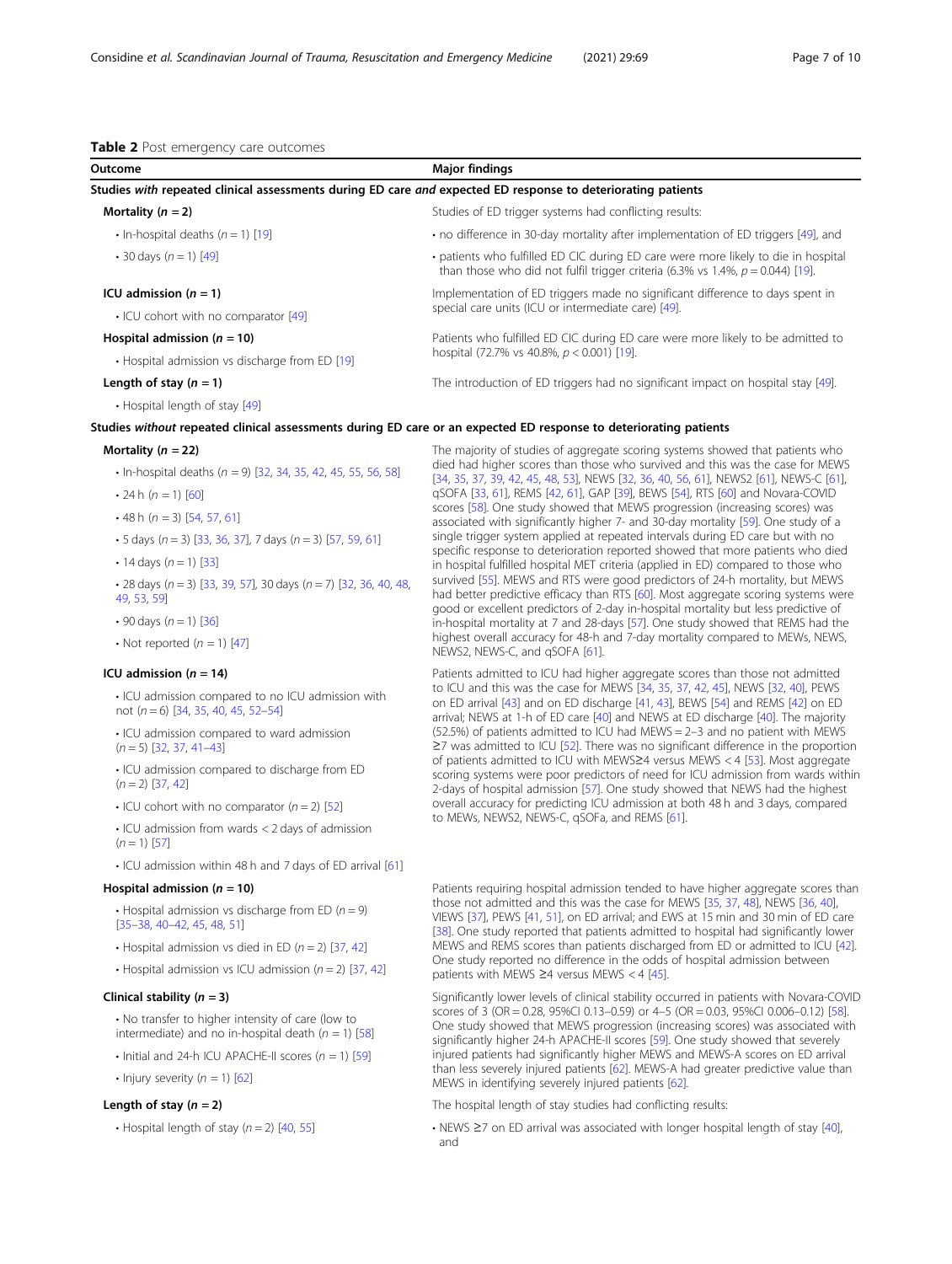**Table 2** Post emergency care outcomes

| Outcome | Major findings |
|---|---|
| **Studies *with* repeated clinical assessments during ED care *and* expected ED response to deteriorating patients** | |
| **Mortality (*n* = 2)** | Studies of ED trigger systems had conflicting results: |
| • In-hospital deaths (*n* = 1) [19] | • no difference in 30-day mortality after implementation of ED triggers [49], and |
| • 30 days (*n* = 1) [49] | • patients who fulfilled ED CIC during ED care were more likely to die in hospital than those who did not fulfil trigger criteria (6.3% vs 1.4%, $p = 0.044$) [19]. |
| **ICU admission (*n* = 1)**<br>• ICU cohort with no comparator [49] | Implementation of ED triggers made no significant difference to days spent in special care units (ICU or intermediate care) [49]. |
| **Hospital admission (*n* = 10)**<br>• Hospital admission vs discharge from ED [19] | Patients who fulfilled ED CIC during ED care were more likely to be admitted to hospital (72.7% vs 40.8%, $p < 0.001$) [19]. |
| **Length of stay (*n* = 1)**<br>• Hospital length of stay [49] | The introduction of ED triggers had no significant impact on hospital stay [49]. |
| **Studies *without* repeated clinical assessments during ED care or an expected ED response to deteriorating patients** | |
| **Mortality (*n* = 22)**<br>• In-hospital deaths (*n* = 9) [32, 34, 35, 42, 45, 55, 56, 58]<br>• 24 h (*n* = 1) [60]<br>• 48 h (*n* = 3) [54, 57, 61]<br>• 5 days (*n* = 3) [33, 36, 37], 7 days (*n* = 3) [57, 59, 61]<br>• 14 days (*n* = 1) [33]<br>• 28 days (*n* = 3) [33, 39, 57], 30 days (*n* = 7) [32, 36, 40, 48, 49, 53, 59]<br>• 90 days (*n* = 1) [36]<br>• Not reported (*n* = 1) [47] | The majority of studies of aggregate scoring systems showed that patients who died had higher scores than those who survived and this was the case for MEWS [34, 35, 37, 39, 42, 45, 48, 53], NEWS [32, 36, 40, 56, 61], NEWS2 [61], NEWS-C [61], qSOFA [33, 61], REMS [42, 61], GAP [39], BEWS [54], RTS [60] and Novara-COVID scores [58]. One study showed that MEWS progression (increasing scores) was associated with significantly higher 7- and 30-day mortality [59]. One study of a single trigger system applied at repeated intervals during ED care but with no specific response to deterioration reported showed that more patients who died in hospital fulfilled hospital MET criteria (applied in ED) compared to those who survived [55]. MEWS and RTS were good predictors of 24-h mortality, but MEWS had better predictive efficacy than RTS [60]. Most aggregate scoring systems were good or excellent predictors of 2-day in-hospital mortality but less predictive of in-hospital mortality at 7 and 28-days [57]. One study showed that REMS had the highest overall accuracy for 48-h and 7-day mortality compared to MEWs, NEWS, NEWS2, NEWS-C, and qSOFA [61]. |
| **ICU admission (*n* = 14)**<br>• ICU admission compared to no ICU admission with not (*n* = 6) [34, 35, 40, 45, 52–54]<br>• ICU admission compared to ward admission (*n* = 5) [32, 37, 41–43]<br>• ICU admission compared to discharge from ED (*n* = 2) [37, 42]<br>• ICU cohort with no comparator (*n* = 2) [52]<br>• ICU admission from wards < 2 days of admission (*n* = 1) [57]<br>• ICU admission within 48 h and 7 days of ED arrival [61] | Patients admitted to ICU had higher aggregate scores than those not admitted to ICU and this was the case for MEWS [34, 35, 37, 42, 45], NEWS [32, 40], PEWS on ED arrival [43] and on ED discharge [41, 43], BEWS [54] and REMS [42] on ED arrival; NEWS at 1-h of ED care [40] and NEWS at ED discharge [40]. The majority (52.5%) of patients admitted to ICU had MEWS = 2–3 and no patient with MEWS ≥7 was admitted to ICU [52]. There was no significant difference in the proportion of patients admitted to ICU with MEWS≥4 versus MEWS < 4 [53]. Most aggregate scoring systems were poor predictors of need for ICU admission from wards within 2-days of hospital admission [57]. One study showed that NEWS had the highest overall accuracy for predicting ICU admission at both 48 h and 3 days, compared to MEWs, NEWS2, NEWS-C, qSOFa, and REMS [61]. |
| **Hospital admission (*n* = 10)**<br>• Hospital admission vs discharge from ED (*n* = 9) [35–38, 40–42, 45, 48, 51]<br>• Hospital admission vs died in ED (*n* = 2) [37, 42]<br>• Hospital admission vs ICU admission (*n* = 2) [37, 42] | Patients requiring hospital admission tended to have higher aggregate scores than those not admitted and this was the case for MEWS [35, 37, 48], NEWS [36, 40], VIEWS [37], PEWS [41, 51], on ED arrival; and EWS at 15 min and 30 min of ED care [38]. One study reported that patients admitted to hospital had significantly lower MEWS and REMS scores than patients discharged from ED or admitted to ICU [42]. One study reported no difference in the odds of hospital admission between patients with MEWS ≥4 versus MEWS < 4 [45]. |
| **Clinical stability (*n* = 3)**<br>• No transfer to higher intensity of care (low to intermediate) and no in-hospital death (*n* = 1) [58]<br>• Initial and 24-h ICU APACHE-II scores (*n* = 1) [59]<br>• Injury severity (*n* = 1) [62] | Significantly lower levels of clinical stability occurred in patients with Novara-COVID scores of 3 (OR = 0.28, 95%CI 0.13–0.59) or 4–5 (OR = 0.03, 95%CI 0.006–0.12) [58]. One study showed that MEWS progression (increasing scores) was associated with significantly higher 24-h APACHE-II scores [59]. One study showed that severely injured patients had significantly higher MEWS and MEWS-A scores on ED arrival than less severely injured patients [62]. MEWS-A had greater predictive value than MEWS in identifying severely injured patients [62]. |
| **Length of stay (*n* = 2)** | The hospital length of stay studies had conflicting results: |
| • Hospital length of stay (*n* = 2) [40, 55] | • NEWS ≥7 on ED arrival was associated with longer hospital length of stay [40], and |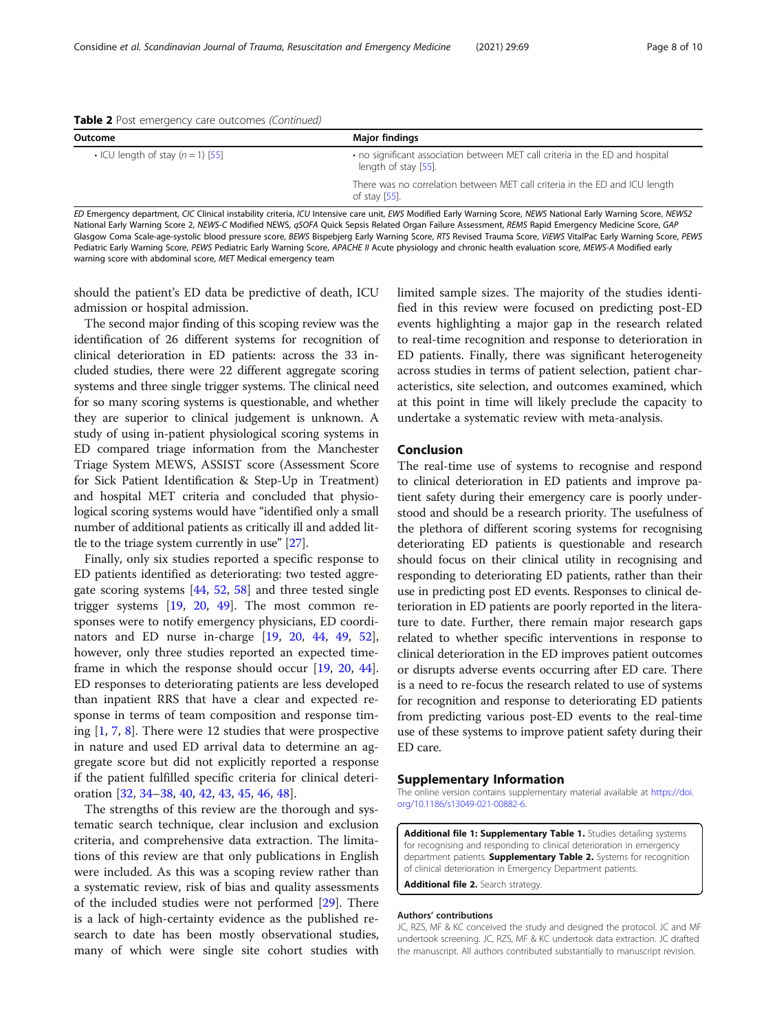**Table 2** Post emergency care outcomes *(Continued)*

| Outcome | Major findings |
|---|---|
| • ICU length of stay (n = 1) [55] | • no significant association between MET call criteria in the ED and hospital length of stay [55]. |
| | There was no correlation between MET call criteria in the ED and ICU length of stay [55]. |

*ED* Emergency department, *CIC* Clinical instability criteria, *ICU* Intensive care unit, *EWS* Modified Early Warning Score, *NEWS* National Early Warning Score, *NEWS2* National Early Warning Score 2, *NEWS-C* Modified NEWS, *qSOFA* Quick Sepsis Related Organ Failure Assessment, *REMS* Rapid Emergency Medicine Score, *GAP* Glasgow Coma Scale-age-systolic blood pressure score, *BEWS* Bispebjerg Early Warning Score, *RTS* Revised Trauma Score, *ViEWS* VitalPac Early Warning Score, *PEWS* Pediatric Early Warning Score, *PEWS* Pediatric Early Warning Score, *APACHE II* Acute physiology and chronic health evaluation score, *MEWS-A* Modified early warning score with abdominal score, *MET* Medical emergency team

should the patient's ED data be predictive of death, ICU admission or hospital admission.

The second major finding of this scoping review was the identification of 26 different systems for recognition of clinical deterioration in ED patients: across the 33 included studies, there were 22 different aggregate scoring systems and three single trigger systems. The clinical need for so many scoring systems is questionable, and whether they are superior to clinical judgement is unknown. A study of using in-patient physiological scoring systems in ED compared triage information from the Manchester Triage System MEWS, ASSIST score (Assessment Score for Sick Patient Identification & Step-Up in Treatment) and hospital MET criteria and concluded that physiological scoring systems would have "identified only a small number of additional patients as critically ill and added little to the triage system currently in use" [27].

Finally, only six studies reported a specific response to ED patients identified as deteriorating: two tested aggregate scoring systems [44, 52, 58] and three tested single trigger systems [19, 20, 49]. The most common responses were to notify emergency physicians, ED coordinators and ED nurse in-charge [19, 20, 44, 49, 52], however, only three studies reported an expected timeframe in which the response should occur [19, 20, 44]. ED responses to deteriorating patients are less developed than inpatient RRS that have a clear and expected response in terms of team composition and response timing [1, 7, 8]. There were 12 studies that were prospective in nature and used ED arrival data to determine an aggregate score but did not explicitly reported a response if the patient fulfilled specific criteria for clinical deterioration [32, 34–38, 40, 42, 43, 45, 46, 48].

The strengths of this review are the thorough and systematic search technique, clear inclusion and exclusion criteria, and comprehensive data extraction. The limitations of this review are that only publications in English were included. As this was a scoping review rather than a systematic review, risk of bias and quality assessments of the included studies were not performed [29]. There is a lack of high-certainty evidence as the published research to date has been mostly observational studies, many of which were single site cohort studies with limited sample sizes. The majority of the studies identified in this review were focused on predicting post-ED events highlighting a major gap in the research related to real-time recognition and response to deterioration in ED patients. Finally, there was significant heterogeneity across studies in terms of patient selection, patient characteristics, site selection, and outcomes examined, which at this point in time will likely preclude the capacity to undertake a systematic review with meta-analysis.

## Conclusion

The real-time use of systems to recognise and respond to clinical deterioration in ED patients and improve patient safety during their emergency care is poorly understood and should be a research priority. The usefulness of the plethora of different scoring systems for recognising deteriorating ED patients is questionable and research should focus on their clinical utility in recognising and responding to deteriorating ED patients, rather than their use in predicting post ED events. Responses to clinical deterioration in ED patients are poorly reported in the literature to date. Further, there remain major research gaps related to whether specific interventions in response to clinical deterioration in the ED improves patient outcomes or disrupts adverse events occurring after ED care. There is a need to re-focus the research related to use of systems for recognition and response to deteriorating ED patients from predicting various post-ED events to the real-time use of these systems to improve patient safety during their ED care.

## Supplementary Information

The online version contains supplementary material available at https://doi.org/10.1186/s13049-021-00882-6.

**Additional file 1: Supplementary Table 1.** Studies detailing systems for recognising and responding to clinical deterioration in emergency department patients. **Supplementary Table 2.** Systems for recognition of clinical deterioration in Emergency Department patients.

**Additional file 2.** Search strategy.

### Authors' contributions

JC, RZS, MF & KC conceived the study and designed the protocol. JC and MF undertook screening. JC, RZS, MF & KC undertook data extraction. JC drafted the manuscript. All authors contributed substantially to manuscript revision.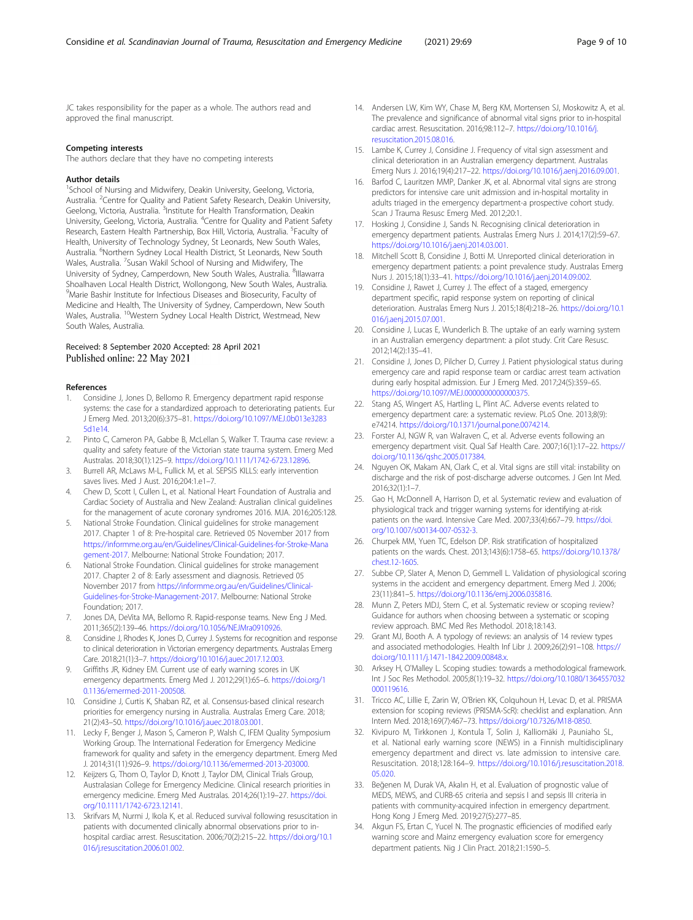JC takes responsibility for the paper as a whole. The authors read and approved the final manuscript.

### Competing interests

The authors declare that they have no competing interests

### Author details

[1]School of Nursing and Midwifery, Deakin University, Geelong, Victoria, Australia. [2]Centre for Quality and Patient Safety Research, Deakin University, Geelong, Victoria, Australia. [3]Institute for Health Transformation, Deakin University, Geelong, Victoria, Australia. [4]Centre for Quality and Patient Safety Research, Eastern Health Partnership, Box Hill, Victoria, Australia. [5]Faculty of Health, University of Technology Sydney, St Leonards, New South Wales, Australia. [6]Northern Sydney Local Health District, St Leonards, New South Wales, Australia. [7]Susan Wakil School of Nursing and Midwifery, The University of Sydney, Camperdown, New South Wales, Australia. [8]Illawarra Shoalhaven Local Health District, Wollongong, New South Wales, Australia. [9]Marie Bashir Institute for Infectious Diseases and Biosecurity, Faculty of Medicine and Health, The University of Sydney, Camperdown, New South Wales, Australia. [10]Western Sydney Local Health District, Westmead, New South Wales, Australia.

Received: 8 September 2020 Accepted: 28 April 2021
Published online: 22 May 2021

### References

1. Considine J, Jones D, Bellomo R. Emergency department rapid response systems: the case for a standardized approach to deteriorating patients. Eur J Emerg Med. 2013;20(6):375–81. https://doi.org/10.1097/MEJ.0b013e32835d1e14.
2. Pinto C, Cameron PA, Gabbe B, McLellan S, Walker T. Trauma case review: a quality and safety feature of the Victorian state trauma system. Emerg Med Australas. 2018;30(1):125–9. https://doi.org/10.1111/1742-6723.12896.
3. Burrell AR, McLaws M-L, Fullick M, et al. SEPSIS KILLS: early intervention saves lives. Med J Aust. 2016;204:1.e1–7.
4. Chew D, Scott I, Cullen L, et al. National Heart Foundation of Australia and Cardiac Society of Australia and New Zealand: Australian clinical guidelines for the management of acute coronary syndromes 2016. MJA. 2016;205:128.
5. National Stroke Foundation. Clinical guidelines for stroke management 2017. Chapter 1 of 8: Pre-hospital care. Retrieved 05 November 2017 from https://informme.org.au/en/Guidelines/Clinical-Guidelines-for-Stroke-Management-2017. Melbourne: National Stroke Foundation; 2017.
6. National Stroke Foundation. Clinical guidelines for stroke management 2017. Chapter 2 of 8: Early assessment and diagnosis. Retrieved 05 November 2017 from https://informme.org.au/en/Guidelines/Clinical-Guidelines-for-Stroke-Management-2017. Melbourne: National Stroke Foundation; 2017.
7. Jones DA, DeVita MA, Bellomo R. Rapid-response teams. New Eng J Med. 2011;365(2):139–46. https://doi.org/10.1056/NEJMra0910926.
8. Considine J, Rhodes K, Jones D, Currey J. Systems for recognition and response to clinical deterioration in Victorian emergency departments. Australas Emerg Care. 2018;21(1):3–7. https://doi.org/10.1016/j.auec.2017.12.003.
9. Griffiths JR, Kidney EM. Current use of early warning scores in UK emergency departments. Emerg Med J. 2012;29(1):65–6. https://doi.org/10.1136/emermed-2011-200508.
10. Considine J, Curtis K, Shaban RZ, et al. Consensus-based clinical research priorities for emergency nursing in Australia. Australas Emerg Care. 2018; 21(2):43–50. https://doi.org/10.1016/j.auec.2018.03.001.
11. Lecky F, Benger J, Mason S, Cameron P, Walsh C, IFEM Quality Symposium Working Group. The International Federation for Emergency Medicine framework for quality and safety in the emergency department. Emerg Med J. 2014;31(11):926–9. https://doi.org/10.1136/emermed-2013-203000.
12. Keijzers G, Thom O, Taylor D, Knott J, Taylor DM, Clinical Trials Group, Australasian College for Emergency Medicine. Clinical research priorities in emergency medicine. Emerg Med Australas. 2014;26(1):19–27. https://doi.org/10.1111/1742-6723.12141.
13. Skrifvars M, Nurmi J, Ikola K, et al. Reduced survival following resuscitation in patients with documented clinically abnormal observations prior to in-hospital cardiac arrest. Resuscitation. 2006;70(2):215–22. https://doi.org/10.1016/j.resuscitation.2006.01.002.
14. Andersen LW, Kim WY, Chase M, Berg KM, Mortensen SJ, Moskowitz A, et al. The prevalence and significance of abnormal vital signs prior to in-hospital cardiac arrest. Resuscitation. 2016;98:112–7. https://doi.org/10.1016/j.resuscitation.2015.08.016.
15. Lambe K, Currey J, Considine J. Frequency of vital sign assessment and clinical deterioration in an Australian emergency department. Australas Emerg Nurs J. 2016;19(4):217–22. https://doi.org/10.1016/j.aenj.2016.09.001.
16. Barfod C, Lauritzen MMP, Danker JK, et al. Abnormal vital signs are strong predictors for intensive care unit admission and in-hospital mortality in adults triaged in the emergency department-a prospective cohort study. Scan J Trauma Resusc Emerg Med. 2012;20:1.
17. Hosking J, Considine J, Sands N. Recognising clinical deterioration in emergency department patients. Australas Emerg Nurs J. 2014;17(2):59–67. https://doi.org/10.1016/j.aenj.2014.03.001.
18. Mitchell Scott B, Considine J, Botti M. Unreported clinical deterioration in emergency department patients: a point prevalence study. Australas Emerg Nurs J. 2015;18(1):33–41. https://doi.org/10.1016/j.aenj.2014.09.002.
19. Considine J, Rawet J, Currey J. The effect of a staged, emergency department specific, rapid response system on reporting of clinical deterioration. Australas Emerg Nurs J. 2015;18(4):218–26. https://doi.org/10.1016/j.aenj.2015.07.001.
20. Considine J, Lucas E, Wunderlich B. The uptake of an early warning system in an Australian emergency department: a pilot study. Crit Care Resusc. 2012;14(2):135–41.
21. Considine J, Jones D, Pilcher D, Currey J. Patient physiological status during emergency care and rapid response team or cardiac arrest team activation during early hospital admission. Eur J Emerg Med. 2017;24(5):359–65. https://doi.org/10.1097/MEJ.0000000000000375.
22. Stang AS, Wingert AS, Hartling L, Plint AC. Adverse events related to emergency department care: a systematic review. PLoS One. 2013;8(9): e74214. https://doi.org/10.1371/journal.pone.0074214.
23. Forster AJ, NGW R, van Walraven C, et al. Adverse events following an emergency department visit. Qual Saf Health Care. 2007;16(1):17–22. https://doi.org/10.1136/qshc.2005.017384.
24. Nguyen OK, Makam AN, Clark C, et al. Vital signs are still vital: instability on discharge and the risk of post-discharge adverse outcomes. J Gen Int Med. 2016;32(1):1–7.
25. Gao H, McDonnell A, Harrison D, et al. Systematic review and evaluation of physiological track and trigger warning systems for identifying at-risk patients on the ward. Intensive Care Med. 2007;33(4):667–79. https://doi.org/10.1007/s00134-007-0532-3.
26. Churpek MM, Yuen TC, Edelson DP. Risk stratification of hospitalized patients on the wards. Chest. 2013;143(6):1758–65. https://doi.org/10.1378/chest.12-1605.
27. Subbe CP, Slater A, Menon D, Gemmell L. Validation of physiological scoring systems in the accident and emergency department. Emerg Med J. 2006; 23(11):841–5. https://doi.org/10.1136/emj.2006.035816.
28. Munn Z, Peters MDJ, Stern C, et al. Systematic review or scoping review? Guidance for authors when choosing between a systematic or scoping review approach. BMC Med Res Methodol. 2018;18:143.
29. Grant MJ, Booth A. A typology of reviews: an analysis of 14 review types and associated methodologies. Health Inf Libr J. 2009;26(2):91–108. https://doi.org/10.1111/j.1471-1842.2009.00848.x.
30. Arksey H, O'Malley L. Scoping studies: towards a methodological framework. Int J Soc Res Methodol. 2005;8(1):19–32. https://doi.org/10.1080/1364557032000119616.
31. Tricco AC, Lillie E, Zarin W, O'Brien KK, Colquhoun H, Levac D, et al. PRISMA extension for scoping reviews (PRISMA-ScR): checklist and explanation. Ann Intern Med. 2018;169(7):467–73. https://doi.org/10.7326/M18-0850.
32. Kivipuro M, Tirkkonen J, Kontula T, Solin J, Kalliomäki J, Pauniaho SL, et al. National early warning score (NEWS) in a Finnish multidisciplinary emergency department and direct vs. late admission to intensive care. Resuscitation. 2018;128:164–9. https://doi.org/10.1016/j.resuscitation.2018.05.020.
33. Beğenen M, Durak VA, Akalın H, et al. Evaluation of prognostic value of MEDS, MEWS, and CURB-65 criteria and sepsis I and sepsis III criteria in patients with community-acquired infection in emergency department. Hong Kong J Emerg Med. 2019;27(5):277–85.
34. Akgun FS, Ertan C, Yucel N. The prognastic efficiencies of modified early warning score and Mainz emergency evaluation score for emergency department patients. Nig J Clin Pract. 2018;21:1590–5.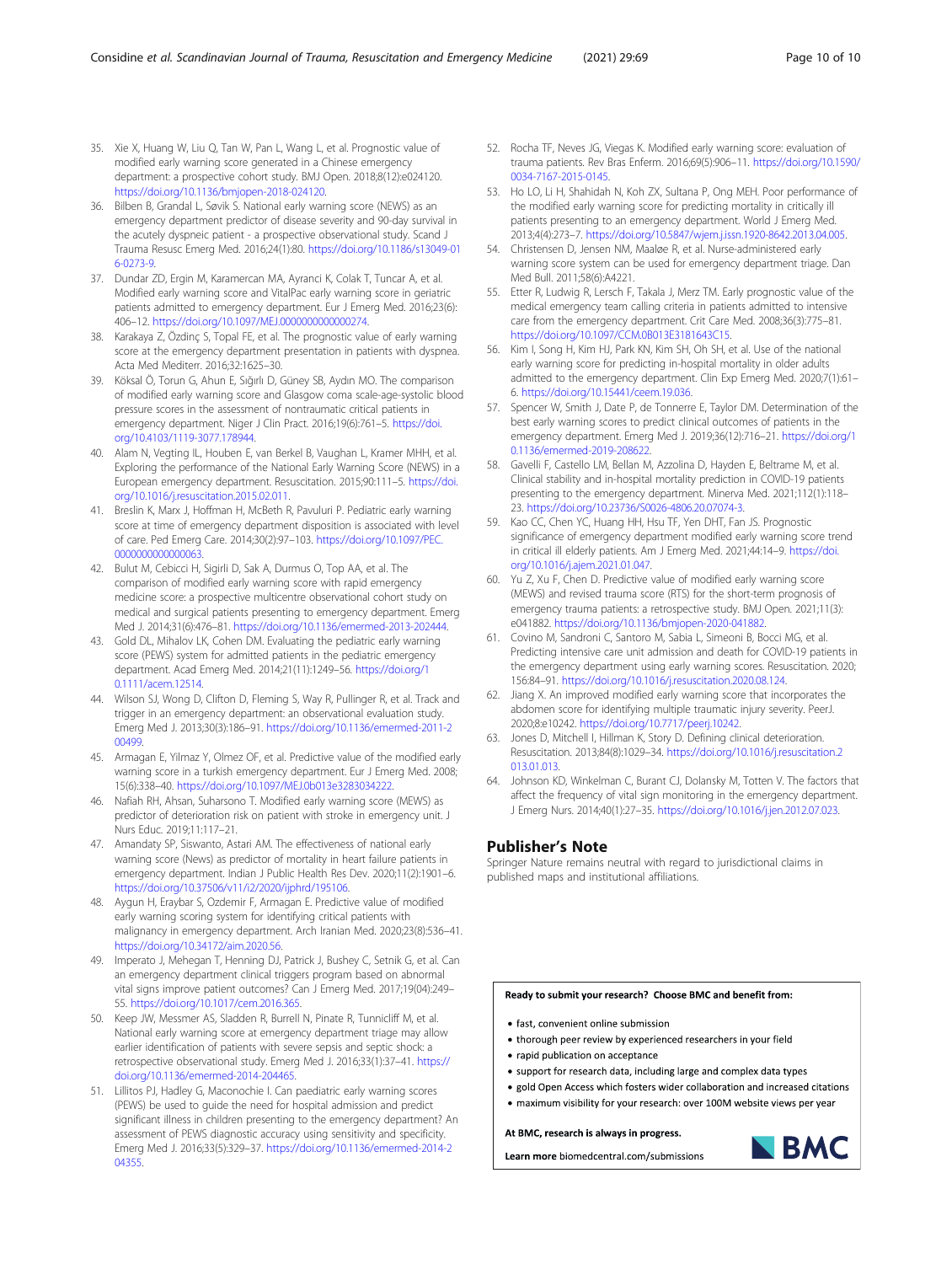35. Xie X, Huang W, Liu Q, Tan W, Pan L, Wang L, et al. Prognostic value of modified early warning score generated in a Chinese emergency department: a prospective cohort study. BMJ Open. 2018;8(12):e024120. https://doi.org/10.1136/bmjopen-2018-024120.
36. Bilben B, Grandal L, Søvik S. National early warning score (NEWS) as an emergency department predictor of disease severity and 90-day survival in the acutely dyspneic patient - a prospective observational study. Scand J Trauma Resusc Emerg Med. 2016;24(1):80. https://doi.org/10.1186/s13049-016-0273-9.
37. Dundar ZD, Ergin M, Karamercan MA, Ayranci K, Colak T, Tuncar A, et al. Modified early warning score and VitalPac early warning score in geriatric patients admitted to emergency department. Eur J Emerg Med. 2016;23(6):406–12. https://doi.org/10.1097/MEJ.0000000000000274.
38. Karakaya Z, Özdinç S, Topal FE, et al. The prognostic value of early warning score at the emergency department presentation in patients with dyspnea. Acta Med Mediterr. 2016;32:1625–30.
39. Köksal Ö, Torun G, Ahun E, Sığırlı D, Güney SB, Aydın MO. The comparison of modified early warning score and Glasgow coma scale-age-systolic blood pressure scores in the assessment of nontraumatic critical patients in emergency department. Niger J Clin Pract. 2016;19(6):761–5. https://doi.org/10.4103/1119-3077.178944.
40. Alam N, Vegting IL, Houben E, van Berkel B, Vaughan L, Kramer MHH, et al. Exploring the performance of the National Early Warning Score (NEWS) in a European emergency department. Resuscitation. 2015;90:111–5. https://doi.org/10.1016/j.resuscitation.2015.02.011.
41. Breslin K, Marx J, Hoffman H, McBeth R, Pavuluri P. Pediatric early warning score at time of emergency department disposition is associated with level of care. Ped Emerg Care. 2014;30(2):97–103. https://doi.org/10.1097/PEC.0000000000000063.
42. Bulut M, Cebicci H, Sigirli D, Sak A, Durmus O, Top AA, et al. The comparison of modified early warning score with rapid emergency medicine score: a prospective multicentre observational cohort study on medical and surgical patients presenting to emergency department. Emerg Med J. 2014;31(6):476–81. https://doi.org/10.1136/emermed-2013-202444.
43. Gold DL, Mihalov LK, Cohen DM. Evaluating the pediatric early warning score (PEWS) system for admitted patients in the pediatric emergency department. Acad Emerg Med. 2014;21(11):1249–56. https://doi.org/10.1111/acem.12514.
44. Wilson SJ, Wong D, Clifton D, Fleming S, Way R, Pullinger R, et al. Track and trigger in an emergency department: an observational evaluation study. Emerg Med J. 2013;30(3):186–91. https://doi.org/10.1136/emermed-2011-200499.
45. Armagan E, Yilmaz Y, Olmez OF, et al. Predictive value of the modified early warning score in a turkish emergency department. Eur J Emerg Med. 2008;15(6):338–40. https://doi.org/10.1097/MEJ.0b013e3283034222.
46. Nafiah RH, Ahsan, Suharsono T. Modified early warning score (MEWS) as predictor of deterioration risk on patient with stroke in emergency unit. J Nurs Educ. 2019;11:117–21.
47. Amandaty SP, Siswanto, Astari AM. The effectiveness of national early warning score (News) as predictor of mortality in heart failure patients in emergency department. Indian J Public Health Res Dev. 2020;11(2):1901–6. https://doi.org/10.37506/v11/i2/2020/ijphrd/195106.
48. Aygun H, Eraybar S, Ozdemir F, Armagan E. Predictive value of modified early warning scoring system for identifying critical patients with malignancy in emergency department. Arch Iranian Med. 2020;23(8):536–41. https://doi.org/10.34172/aim.2020.56.
49. Imperato J, Mehegan T, Henning DJ, Patrick J, Bushey C, Setnik G, et al. Can an emergency department clinical triggers program based on abnormal vital signs improve patient outcomes? Can J Emerg Med. 2017;19(04):249–55. https://doi.org/10.1017/cem.2016.365.
50. Keep JW, Messmer AS, Sladden R, Burrell N, Pinate R, Tunnicliff M, et al. National early warning score at emergency department triage may allow earlier identification of patients with severe sepsis and septic shock: a retrospective observational study. Emerg Med J. 2016;33(1):37–41. https://doi.org/10.1136/emermed-2014-204465.
51. Lillitos PJ, Hadley G, Maconochie I. Can paediatric early warning scores (PEWS) be used to guide the need for hospital admission and predict significant illness in children presenting to the emergency department? An assessment of PEWS diagnostic accuracy using sensitivity and specificity. Emerg Med J. 2016;33(5):329–37. https://doi.org/10.1136/emermed-2014-204355.
52. Rocha TF, Neves JG, Viegas K. Modified early warning score: evaluation of trauma patients. Rev Bras Enferm. 2016;69(5):906–11. https://doi.org/10.1590/0034-7167-2015-0145.
53. Ho LO, Li H, Shahidah N, Koh ZX, Sultana P, Ong MEH. Poor performance of the modified early warning score for predicting mortality in critically ill patients presenting to an emergency department. World J Emerg Med. 2013;4(4):273–7. https://doi.org/10.5847/wjem.j.issn.1920-8642.2013.04.005.
54. Christensen D, Jensen NM, Maaløe R, et al. Nurse-administered early warning score system can be used for emergency department triage. Dan Med Bull. 2011;58(6):A4221.
55. Etter R, Ludwig R, Lersch F, Takala J, Merz TM. Early prognostic value of the medical emergency team calling criteria in patients admitted to intensive care from the emergency department. Crit Care Med. 2008;36(3):775–81. https://doi.org/10.1097/CCM.0B013E3181643C15.
56. Kim I, Song H, Kim HJ, Park KN, Kim SH, Oh SH, et al. Use of the national early warning score for predicting in-hospital mortality in older adults admitted to the emergency department. Clin Exp Emerg Med. 2020;7(1):61–6. https://doi.org/10.15441/ceem.19.036.
57. Spencer W, Smith J, Date P, de Tonnerre E, Taylor DM. Determination of the best early warning scores to predict clinical outcomes of patients in the emergency department. Emerg Med J. 2019;36(12):716–21. https://doi.org/10.1136/emermed-2019-208622.
58. Gavelli F, Castello LM, Bellan M, Azzolina D, Hayden E, Beltrame M, et al. Clinical stability and in-hospital mortality prediction in COVID-19 patients presenting to the emergency department. Minerva Med. 2021;112(1):118–23. https://doi.org/10.23736/S0026-4806.20.07074-3.
59. Kao CC, Chen YC, Huang HH, Hsu TF, Yen DHT, Fan JS. Prognostic significance of emergency department modified early warning score trend in critical ill elderly patients. Am J Emerg Med. 2021;44:14–9. https://doi.org/10.1016/j.ajem.2021.01.047.
60. Yu Z, Xu F, Chen D. Predictive value of modified early warning score (MEWS) and revised trauma score (RTS) for the short-term prognosis of emergency trauma patients: a retrospective study. BMJ Open. 2021;11(3):e041882. https://doi.org/10.1136/bmjopen-2020-041882.
61. Covino M, Sandroni C, Santoro M, Sabia L, Simeoni B, Bocci MG, et al. Predicting intensive care unit admission and death for COVID-19 patients in the emergency department using early warning scores. Resuscitation. 2020;156:84–91. https://doi.org/10.1016/j.resuscitation.2020.08.124.
62. Jiang X. An improved modified early warning score that incorporates the abdomen score for identifying multiple traumatic injury severity. PeerJ. 2020;8:e10242. https://doi.org/10.7717/peerj.10242.
63. Jones D, Mitchell I, Hillman K, Story D. Defining clinical deterioration. Resuscitation. 2013;84(8):1029–34. https://doi.org/10.1016/j.resuscitation.2013.01.013.
64. Johnson KD, Winkelman C, Burant CJ, Dolansky M, Totten V. The factors that affect the frequency of vital sign monitoring in the emergency department. J Emerg Nurs. 2014;40(1):27–35. https://doi.org/10.1016/j.jen.2012.07.023.

## Publisher's Note

Springer Nature remains neutral with regard to jurisdictional claims in published maps and institutional affiliations.

**Ready to submit your research? Choose BMC and benefit from:**

- fast, convenient online submission
- thorough peer review by experienced researchers in your field
- rapid publication on acceptance
- support for research data, including large and complex data types
- gold Open Access which fosters wider collaboration and increased citations
- maximum visibility for your research: over 100M website views per year

**At BMC, research is always in progress.**

**Learn more** biomedcentral.com/submissions